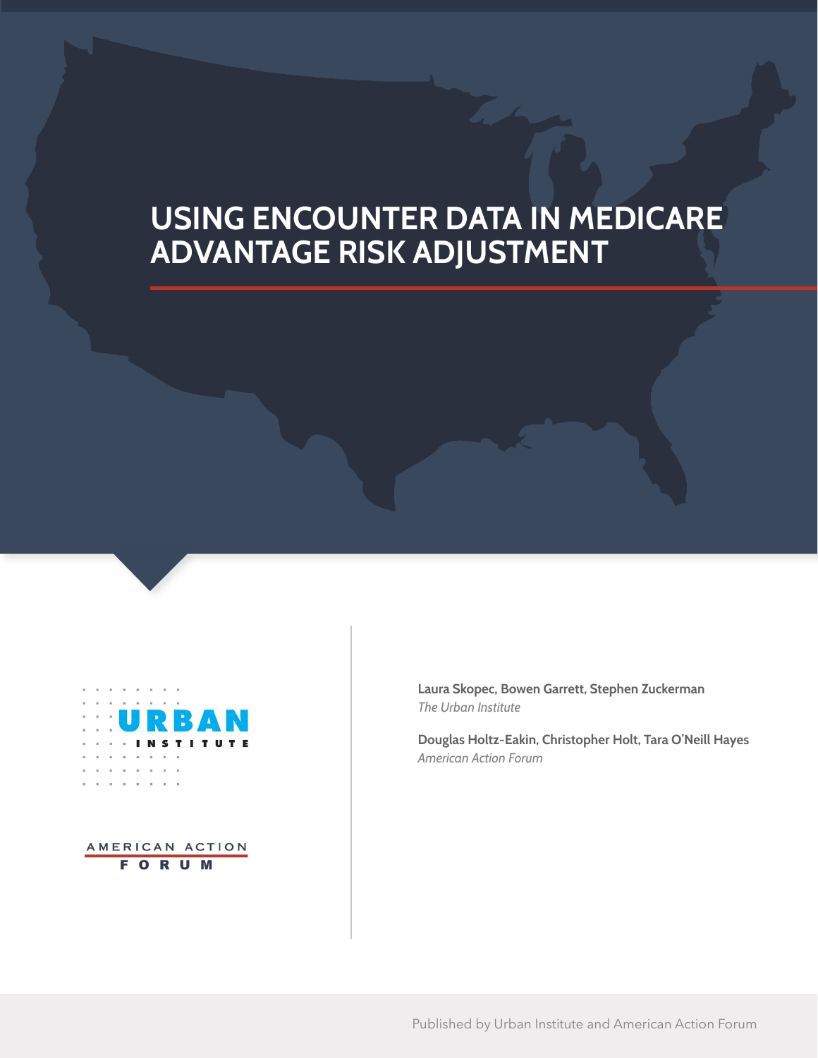# USING ENCOUNTER DATA IN MEDICARE ADVANTAGE RISK ADJUSTMENT

URBAN INSTITUTE

AMERICAN ACTION FORUM

**Laura Skopec, Bowen Garrett, Stephen Zuckerman**
*The Urban Institute*

**Douglas Holtz-Eakin, Christopher Holt, Tara O'Neill Hayes**
*American Action Forum*

Published by Urban Institute and American Action Forum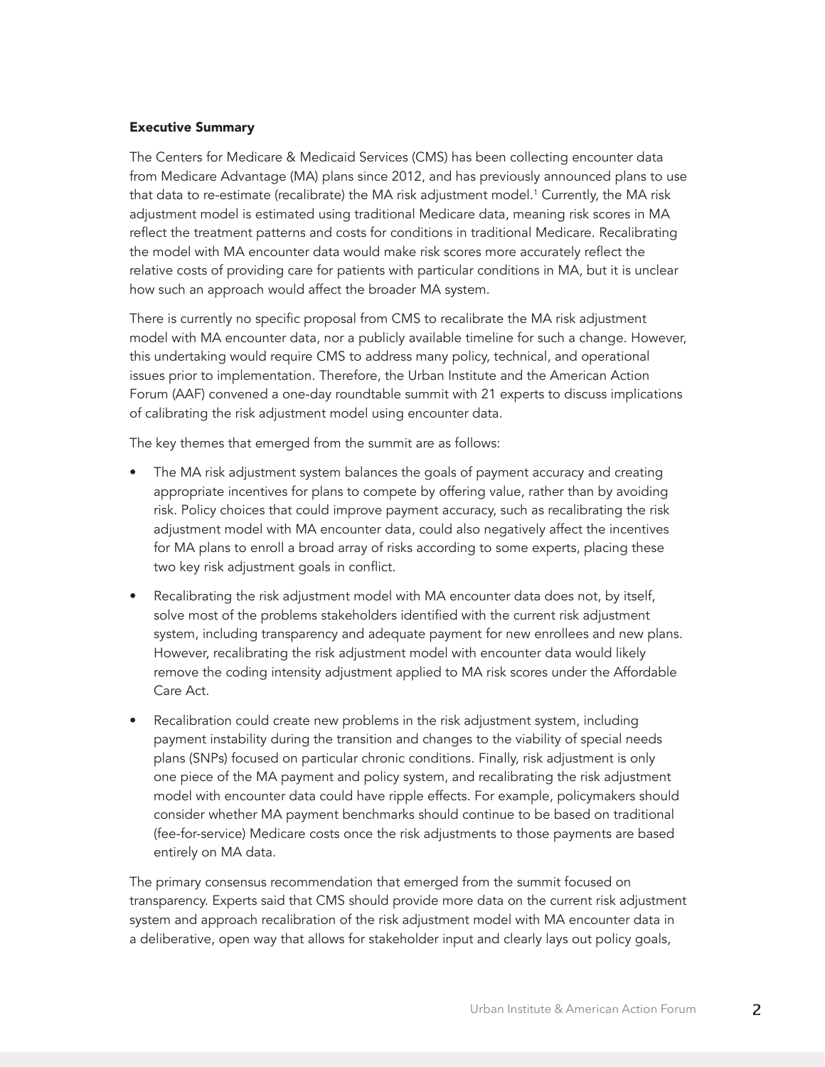### Executive Summary

The Centers for Medicare & Medicaid Services (CMS) has been collecting encounter data from Medicare Advantage (MA) plans since 2012, and has previously announced plans to use that data to re-estimate (recalibrate) the MA risk adjustment model.[1] Currently, the MA risk adjustment model is estimated using traditional Medicare data, meaning risk scores in MA reflect the treatment patterns and costs for conditions in traditional Medicare. Recalibrating the model with MA encounter data would make risk scores more accurately reflect the relative costs of providing care for patients with particular conditions in MA, but it is unclear how such an approach would affect the broader MA system.

There is currently no specific proposal from CMS to recalibrate the MA risk adjustment model with MA encounter data, nor a publicly available timeline for such a change. However, this undertaking would require CMS to address many policy, technical, and operational issues prior to implementation. Therefore, the Urban Institute and the American Action Forum (AAF) convened a one-day roundtable summit with 21 experts to discuss implications of calibrating the risk adjustment model using encounter data.

The key themes that emerged from the summit are as follows:

- The MA risk adjustment system balances the goals of payment accuracy and creating appropriate incentives for plans to compete by offering value, rather than by avoiding risk. Policy choices that could improve payment accuracy, such as recalibrating the risk adjustment model with MA encounter data, could also negatively affect the incentives for MA plans to enroll a broad array of risks according to some experts, placing these two key risk adjustment goals in conflict.
- Recalibrating the risk adjustment model with MA encounter data does not, by itself, solve most of the problems stakeholders identified with the current risk adjustment system, including transparency and adequate payment for new enrollees and new plans. However, recalibrating the risk adjustment model with encounter data would likely remove the coding intensity adjustment applied to MA risk scores under the Affordable Care Act.
- Recalibration could create new problems in the risk adjustment system, including payment instability during the transition and changes to the viability of special needs plans (SNPs) focused on particular chronic conditions. Finally, risk adjustment is only one piece of the MA payment and policy system, and recalibrating the risk adjustment model with encounter data could have ripple effects. For example, policymakers should consider whether MA payment benchmarks should continue to be based on traditional (fee-for-service) Medicare costs once the risk adjustments to those payments are based entirely on MA data.

The primary consensus recommendation that emerged from the summit focused on transparency. Experts said that CMS should provide more data on the current risk adjustment system and approach recalibration of the risk adjustment model with MA encounter data in a deliberative, open way that allows for stakeholder input and clearly lays out policy goals,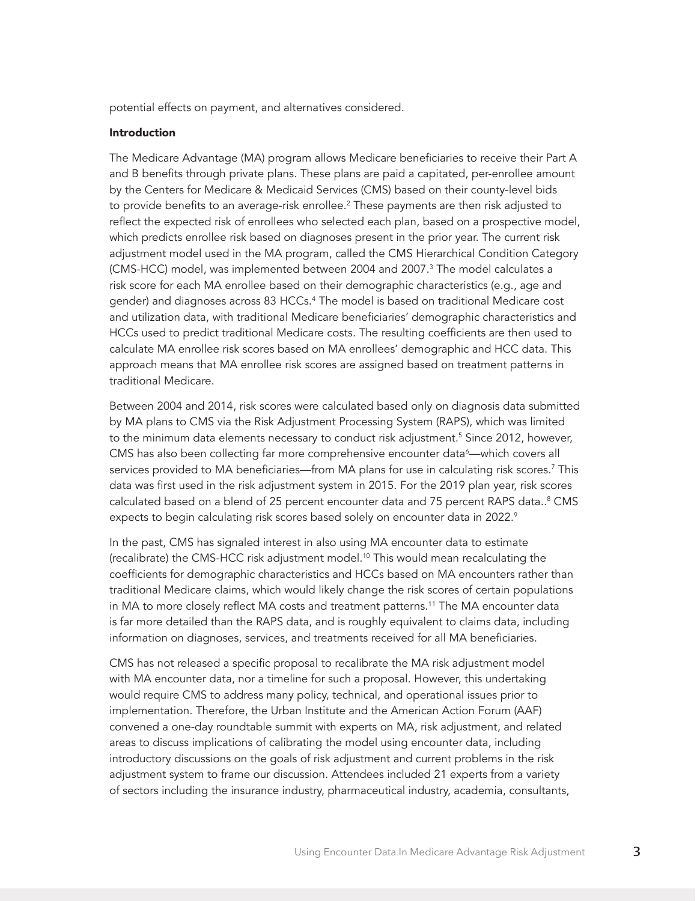potential effects on payment, and alternatives considered.

**Introduction**

The Medicare Advantage (MA) program allows Medicare beneficiaries to receive their Part A and B benefits through private plans. These plans are paid a capitated, per-enrollee amount by the Centers for Medicare & Medicaid Services (CMS) based on their county-level bids to provide benefits to an average-risk enrollee.[2] These payments are then risk adjusted to reflect the expected risk of enrollees who selected each plan, based on a prospective model, which predicts enrollee risk based on diagnoses present in the prior year. The current risk adjustment model used in the MA program, called the CMS Hierarchical Condition Category (CMS-HCC) model, was implemented between 2004 and 2007.[3] The model calculates a risk score for each MA enrollee based on their demographic characteristics (e.g., age and gender) and diagnoses across 83 HCCs.[4] The model is based on traditional Medicare cost and utilization data, with traditional Medicare beneficiaries' demographic characteristics and HCCs used to predict traditional Medicare costs. The resulting coefficients are then used to calculate MA enrollee risk scores based on MA enrollees' demographic and HCC data. This approach means that MA enrollee risk scores are assigned based on treatment patterns in traditional Medicare.

Between 2004 and 2014, risk scores were calculated based only on diagnosis data submitted by MA plans to CMS via the Risk Adjustment Processing System (RAPS), which was limited to the minimum data elements necessary to conduct risk adjustment.[5] Since 2012, however, CMS has also been collecting far more comprehensive encounter data[6]—which covers all services provided to MA beneficiaries—from MA plans for use in calculating risk scores.[7] This data was first used in the risk adjustment system in 2015. For the 2019 plan year, risk scores calculated based on a blend of 25 percent encounter data and 75 percent RAPS data..[8] CMS expects to begin calculating risk scores based solely on encounter data in 2022.[9]

In the past, CMS has signaled interest in also using MA encounter data to estimate (recalibrate) the CMS-HCC risk adjustment model.[10] This would mean recalculating the coefficients for demographic characteristics and HCCs based on MA encounters rather than traditional Medicare claims, which would likely change the risk scores of certain populations in MA to more closely reflect MA costs and treatment patterns.[11] The MA encounter data is far more detailed than the RAPS data, and is roughly equivalent to claims data, including information on diagnoses, services, and treatments received for all MA beneficiaries.

CMS has not released a specific proposal to recalibrate the MA risk adjustment model with MA encounter data, nor a timeline for such a proposal. However, this undertaking would require CMS to address many policy, technical, and operational issues prior to implementation. Therefore, the Urban Institute and the American Action Forum (AAF) convened a one-day roundtable summit with experts on MA, risk adjustment, and related areas to discuss implications of calibrating the model using encounter data, including introductory discussions on the goals of risk adjustment and current problems in the risk adjustment system to frame our discussion. Attendees included 21 experts from a variety of sectors including the insurance industry, pharmaceutical industry, academia, consultants,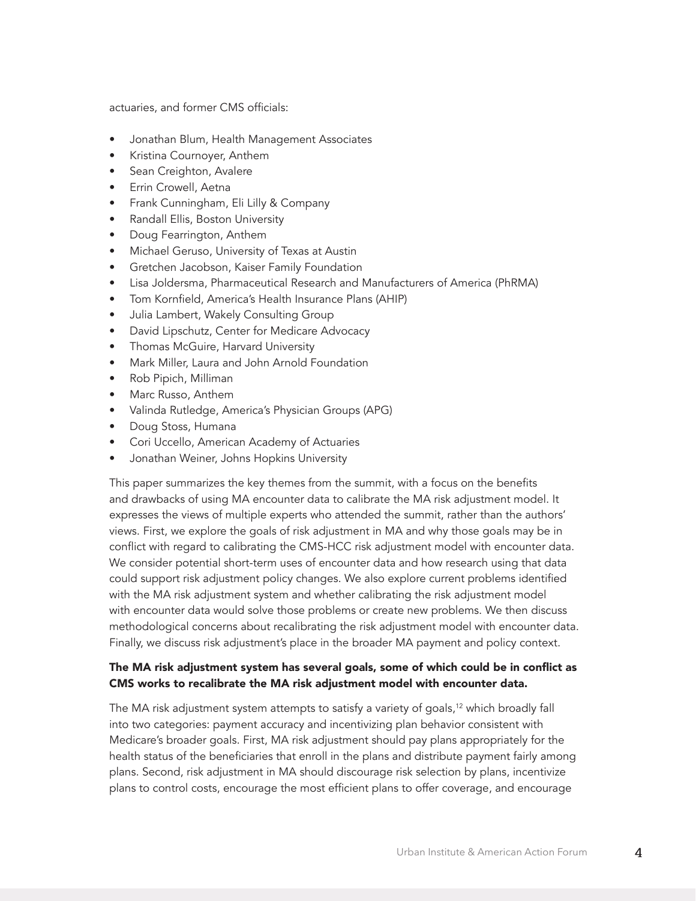actuaries, and former CMS officials:

- Jonathan Blum, Health Management Associates
- Kristina Cournoyer, Anthem
- Sean Creighton, Avalere
- Errin Crowell, Aetna
- Frank Cunningham, Eli Lilly & Company
- Randall Ellis, Boston University
- Doug Fearrington, Anthem
- Michael Geruso, University of Texas at Austin
- Gretchen Jacobson, Kaiser Family Foundation
- Lisa Joldersma, Pharmaceutical Research and Manufacturers of America (PhRMA)
- Tom Kornfield, America's Health Insurance Plans (AHIP)
- Julia Lambert, Wakely Consulting Group
- David Lipschutz, Center for Medicare Advocacy
- Thomas McGuire, Harvard University
- Mark Miller, Laura and John Arnold Foundation
- Rob Pipich, Milliman
- Marc Russo, Anthem
- Valinda Rutledge, America's Physician Groups (APG)
- Doug Stoss, Humana
- Cori Uccello, American Academy of Actuaries
- Jonathan Weiner, Johns Hopkins University

This paper summarizes the key themes from the summit, with a focus on the benefits and drawbacks of using MA encounter data to calibrate the MA risk adjustment model. It expresses the views of multiple experts who attended the summit, rather than the authors' views. First, we explore the goals of risk adjustment in MA and why those goals may be in conflict with regard to calibrating the CMS-HCC risk adjustment model with encounter data. We consider potential short-term uses of encounter data and how research using that data could support risk adjustment policy changes. We also explore current problems identified with the MA risk adjustment system and whether calibrating the risk adjustment model with encounter data would solve those problems or create new problems. We then discuss methodological concerns about recalibrating the risk adjustment model with encounter data. Finally, we discuss risk adjustment's place in the broader MA payment and policy context.

**The MA risk adjustment system has several goals, some of which could be in conflict as CMS works to recalibrate the MA risk adjustment model with encounter data.**

The MA risk adjustment system attempts to satisfy a variety of goals,[12] which broadly fall into two categories: payment accuracy and incentivizing plan behavior consistent with Medicare's broader goals. First, MA risk adjustment should pay plans appropriately for the health status of the beneficiaries that enroll in the plans and distribute payment fairly among plans. Second, risk adjustment in MA should discourage risk selection by plans, incentivize plans to control costs, encourage the most efficient plans to offer coverage, and encourage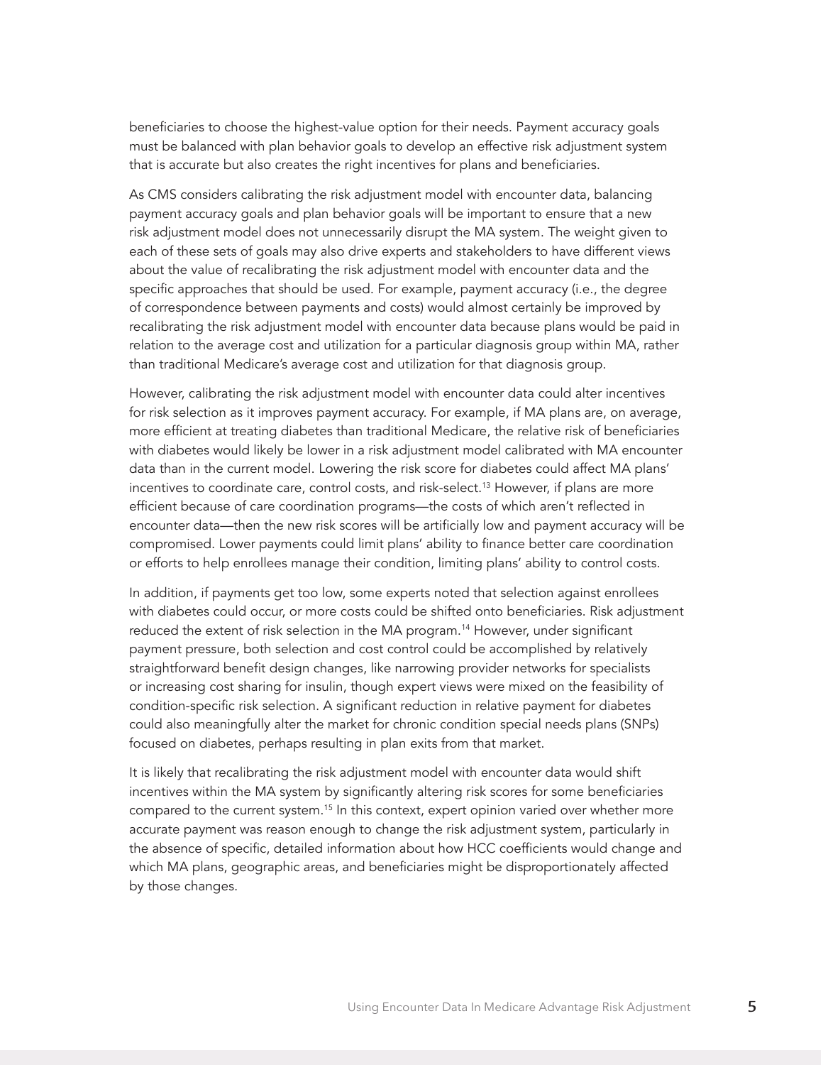beneficiaries to choose the highest-value option for their needs. Payment accuracy goals must be balanced with plan behavior goals to develop an effective risk adjustment system that is accurate but also creates the right incentives for plans and beneficiaries.

As CMS considers calibrating the risk adjustment model with encounter data, balancing payment accuracy goals and plan behavior goals will be important to ensure that a new risk adjustment model does not unnecessarily disrupt the MA system. The weight given to each of these sets of goals may also drive experts and stakeholders to have different views about the value of recalibrating the risk adjustment model with encounter data and the specific approaches that should be used. For example, payment accuracy (i.e., the degree of correspondence between payments and costs) would almost certainly be improved by recalibrating the risk adjustment model with encounter data because plans would be paid in relation to the average cost and utilization for a particular diagnosis group within MA, rather than traditional Medicare's average cost and utilization for that diagnosis group.

However, calibrating the risk adjustment model with encounter data could alter incentives for risk selection as it improves payment accuracy. For example, if MA plans are, on average, more efficient at treating diabetes than traditional Medicare, the relative risk of beneficiaries with diabetes would likely be lower in a risk adjustment model calibrated with MA encounter data than in the current model. Lowering the risk score for diabetes could affect MA plans' incentives to coordinate care, control costs, and risk-select.[13] However, if plans are more efficient because of care coordination programs—the costs of which aren't reflected in encounter data—then the new risk scores will be artificially low and payment accuracy will be compromised. Lower payments could limit plans' ability to finance better care coordination or efforts to help enrollees manage their condition, limiting plans' ability to control costs.

In addition, if payments get too low, some experts noted that selection against enrollees with diabetes could occur, or more costs could be shifted onto beneficiaries. Risk adjustment reduced the extent of risk selection in the MA program.[14] However, under significant payment pressure, both selection and cost control could be accomplished by relatively straightforward benefit design changes, like narrowing provider networks for specialists or increasing cost sharing for insulin, though expert views were mixed on the feasibility of condition-specific risk selection. A significant reduction in relative payment for diabetes could also meaningfully alter the market for chronic condition special needs plans (SNPs) focused on diabetes, perhaps resulting in plan exits from that market.

It is likely that recalibrating the risk adjustment model with encounter data would shift incentives within the MA system by significantly altering risk scores for some beneficiaries compared to the current system.[15] In this context, expert opinion varied over whether more accurate payment was reason enough to change the risk adjustment system, particularly in the absence of specific, detailed information about how HCC coefficients would change and which MA plans, geographic areas, and beneficiaries might be disproportionately affected by those changes.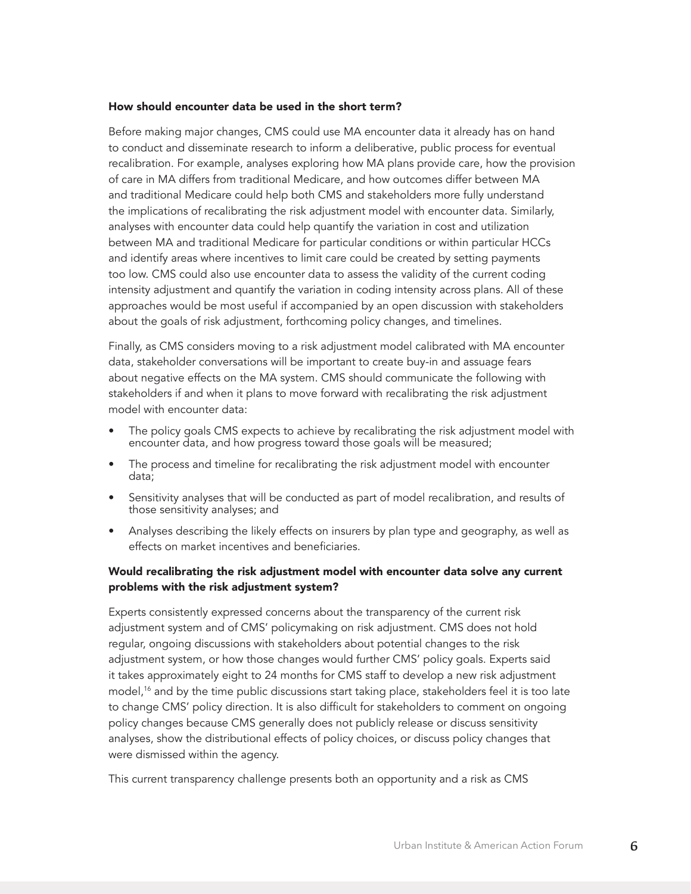### How should encounter data be used in the short term?

Before making major changes, CMS could use MA encounter data it already has on hand to conduct and disseminate research to inform a deliberative, public process for eventual recalibration. For example, analyses exploring how MA plans provide care, how the provision of care in MA differs from traditional Medicare, and how outcomes differ between MA and traditional Medicare could help both CMS and stakeholders more fully understand the implications of recalibrating the risk adjustment model with encounter data. Similarly, analyses with encounter data could help quantify the variation in cost and utilization between MA and traditional Medicare for particular conditions or within particular HCCs and identify areas where incentives to limit care could be created by setting payments too low. CMS could also use encounter data to assess the validity of the current coding intensity adjustment and quantify the variation in coding intensity across plans. All of these approaches would be most useful if accompanied by an open discussion with stakeholders about the goals of risk adjustment, forthcoming policy changes, and timelines.

Finally, as CMS considers moving to a risk adjustment model calibrated with MA encounter data, stakeholder conversations will be important to create buy-in and assuage fears about negative effects on the MA system. CMS should communicate the following with stakeholders if and when it plans to move forward with recalibrating the risk adjustment model with encounter data:

- The policy goals CMS expects to achieve by recalibrating the risk adjustment model with encounter data, and how progress toward those goals will be measured;
- The process and timeline for recalibrating the risk adjustment model with encounter data;
- Sensitivity analyses that will be conducted as part of model recalibration, and results of those sensitivity analyses; and
- Analyses describing the likely effects on insurers by plan type and geography, as well as effects on market incentives and beneficiaries.

### Would recalibrating the risk adjustment model with encounter data solve any current problems with the risk adjustment system?

Experts consistently expressed concerns about the transparency of the current risk adjustment system and of CMS' policymaking on risk adjustment. CMS does not hold regular, ongoing discussions with stakeholders about potential changes to the risk adjustment system, or how those changes would further CMS' policy goals. Experts said it takes approximately eight to 24 months for CMS staff to develop a new risk adjustment model,[16] and by the time public discussions start taking place, stakeholders feel it is too late to change CMS' policy direction. It is also difficult for stakeholders to comment on ongoing policy changes because CMS generally does not publicly release or discuss sensitivity analyses, show the distributional effects of policy choices, or discuss policy changes that were dismissed within the agency.

This current transparency challenge presents both an opportunity and a risk as CMS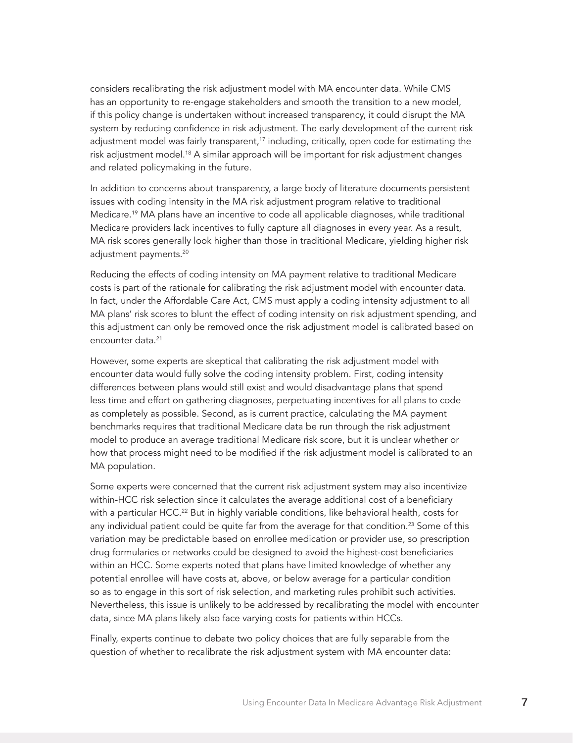considers recalibrating the risk adjustment model with MA encounter data. While CMS has an opportunity to re-engage stakeholders and smooth the transition to a new model, if this policy change is undertaken without increased transparency, it could disrupt the MA system by reducing confidence in risk adjustment. The early development of the current risk adjustment model was fairly transparent,[17] including, critically, open code for estimating the risk adjustment model.[18] A similar approach will be important for risk adjustment changes and related policymaking in the future.

In addition to concerns about transparency, a large body of literature documents persistent issues with coding intensity in the MA risk adjustment program relative to traditional Medicare.[19] MA plans have an incentive to code all applicable diagnoses, while traditional Medicare providers lack incentives to fully capture all diagnoses in every year. As a result, MA risk scores generally look higher than those in traditional Medicare, yielding higher risk adjustment payments.[20]

Reducing the effects of coding intensity on MA payment relative to traditional Medicare costs is part of the rationale for calibrating the risk adjustment model with encounter data. In fact, under the Affordable Care Act, CMS must apply a coding intensity adjustment to all MA plans' risk scores to blunt the effect of coding intensity on risk adjustment spending, and this adjustment can only be removed once the risk adjustment model is calibrated based on encounter data.[21]

However, some experts are skeptical that calibrating the risk adjustment model with encounter data would fully solve the coding intensity problem. First, coding intensity differences between plans would still exist and would disadvantage plans that spend less time and effort on gathering diagnoses, perpetuating incentives for all plans to code as completely as possible. Second, as is current practice, calculating the MA payment benchmarks requires that traditional Medicare data be run through the risk adjustment model to produce an average traditional Medicare risk score, but it is unclear whether or how that process might need to be modified if the risk adjustment model is calibrated to an MA population.

Some experts were concerned that the current risk adjustment system may also incentivize within-HCC risk selection since it calculates the average additional cost of a beneficiary with a particular HCC.[22] But in highly variable conditions, like behavioral health, costs for any individual patient could be quite far from the average for that condition.[23] Some of this variation may be predictable based on enrollee medication or provider use, so prescription drug formularies or networks could be designed to avoid the highest-cost beneficiaries within an HCC. Some experts noted that plans have limited knowledge of whether any potential enrollee will have costs at, above, or below average for a particular condition so as to engage in this sort of risk selection, and marketing rules prohibit such activities. Nevertheless, this issue is unlikely to be addressed by recalibrating the model with encounter data, since MA plans likely also face varying costs for patients within HCCs.

Finally, experts continue to debate two policy choices that are fully separable from the question of whether to recalibrate the risk adjustment system with MA encounter data: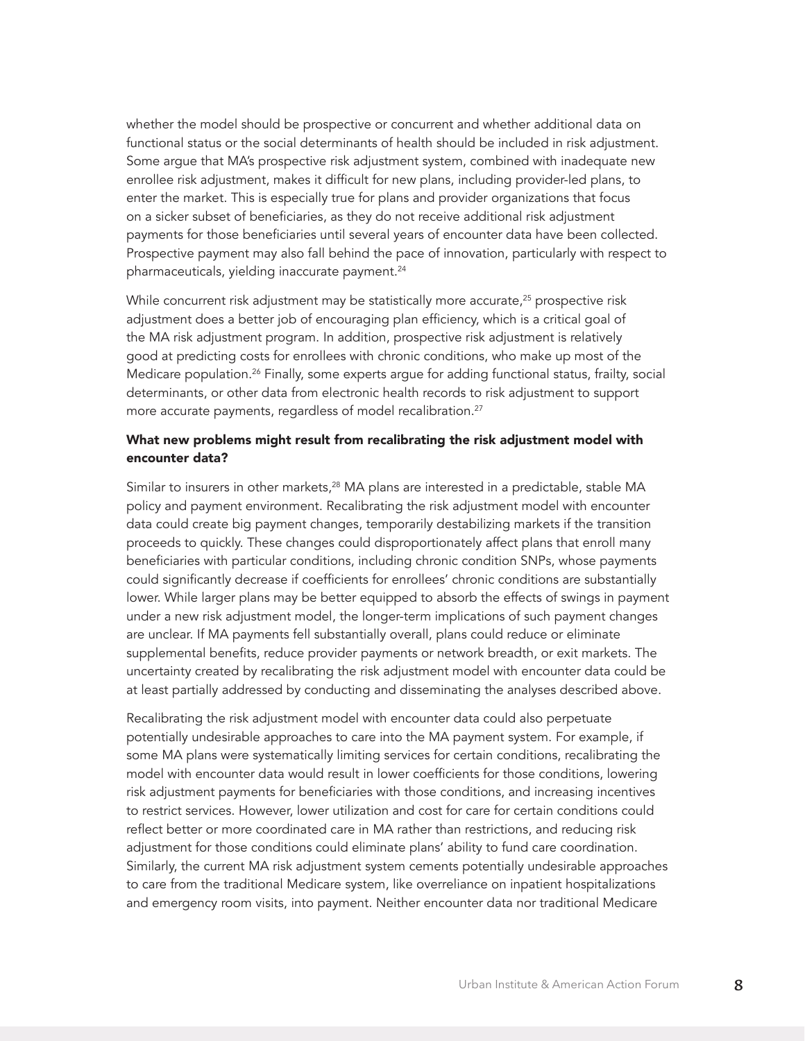whether the model should be prospective or concurrent and whether additional data on functional status or the social determinants of health should be included in risk adjustment. Some argue that MA's prospective risk adjustment system, combined with inadequate new enrollee risk adjustment, makes it difficult for new plans, including provider-led plans, to enter the market. This is especially true for plans and provider organizations that focus on a sicker subset of beneficiaries, as they do not receive additional risk adjustment payments for those beneficiaries until several years of encounter data have been collected. Prospective payment may also fall behind the pace of innovation, particularly with respect to pharmaceuticals, yielding inaccurate payment.[24]

While concurrent risk adjustment may be statistically more accurate,[25] prospective risk adjustment does a better job of encouraging plan efficiency, which is a critical goal of the MA risk adjustment program. In addition, prospective risk adjustment is relatively good at predicting costs for enrollees with chronic conditions, who make up most of the Medicare population.[26] Finally, some experts argue for adding functional status, frailty, social determinants, or other data from electronic health records to risk adjustment to support more accurate payments, regardless of model recalibration.[27]

**What new problems might result from recalibrating the risk adjustment model with encounter data?**

Similar to insurers in other markets,[28] MA plans are interested in a predictable, stable MA policy and payment environment. Recalibrating the risk adjustment model with encounter data could create big payment changes, temporarily destabilizing markets if the transition proceeds to quickly. These changes could disproportionately affect plans that enroll many beneficiaries with particular conditions, including chronic condition SNPs, whose payments could significantly decrease if coefficients for enrollees' chronic conditions are substantially lower. While larger plans may be better equipped to absorb the effects of swings in payment under a new risk adjustment model, the longer-term implications of such payment changes are unclear. If MA payments fell substantially overall, plans could reduce or eliminate supplemental benefits, reduce provider payments or network breadth, or exit markets. The uncertainty created by recalibrating the risk adjustment model with encounter data could be at least partially addressed by conducting and disseminating the analyses described above.

Recalibrating the risk adjustment model with encounter data could also perpetuate potentially undesirable approaches to care into the MA payment system. For example, if some MA plans were systematically limiting services for certain conditions, recalibrating the model with encounter data would result in lower coefficients for those conditions, lowering risk adjustment payments for beneficiaries with those conditions, and increasing incentives to restrict services. However, lower utilization and cost for care for certain conditions could reflect better or more coordinated care in MA rather than restrictions, and reducing risk adjustment for those conditions could eliminate plans' ability to fund care coordination. Similarly, the current MA risk adjustment system cements potentially undesirable approaches to care from the traditional Medicare system, like overreliance on inpatient hospitalizations and emergency room visits, into payment. Neither encounter data nor traditional Medicare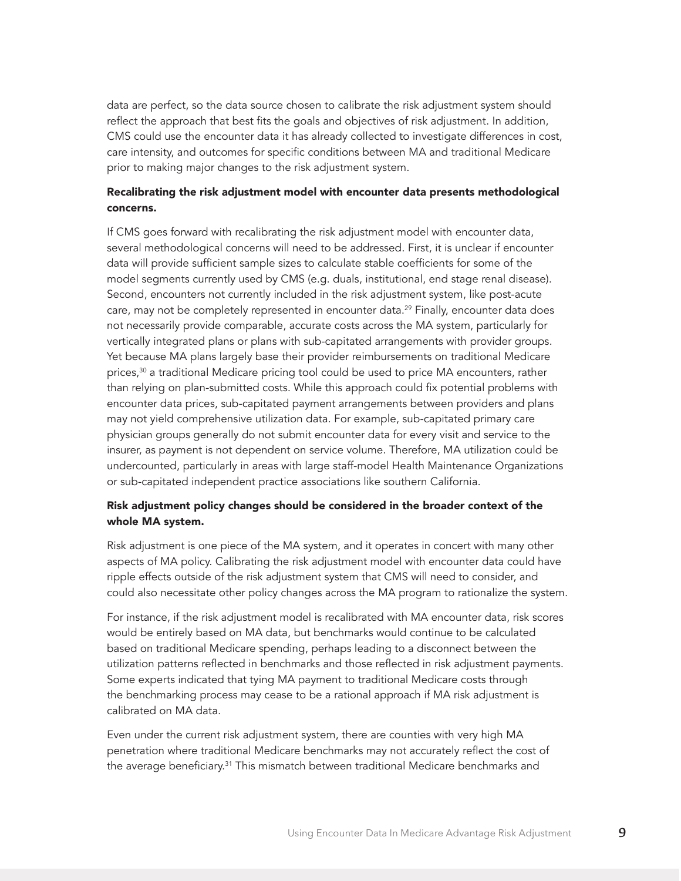data are perfect, so the data source chosen to calibrate the risk adjustment system should reflect the approach that best fits the goals and objectives of risk adjustment. In addition, CMS could use the encounter data it has already collected to investigate differences in cost, care intensity, and outcomes for specific conditions between MA and traditional Medicare prior to making major changes to the risk adjustment system.

**Recalibrating the risk adjustment model with encounter data presents methodological concerns.**

If CMS goes forward with recalibrating the risk adjustment model with encounter data, several methodological concerns will need to be addressed. First, it is unclear if encounter data will provide sufficient sample sizes to calculate stable coefficients for some of the model segments currently used by CMS (e.g. duals, institutional, end stage renal disease). Second, encounters not currently included in the risk adjustment system, like post-acute care, may not be completely represented in encounter data.[29] Finally, encounter data does not necessarily provide comparable, accurate costs across the MA system, particularly for vertically integrated plans or plans with sub-capitated arrangements with provider groups. Yet because MA plans largely base their provider reimbursements on traditional Medicare prices,[30] a traditional Medicare pricing tool could be used to price MA encounters, rather than relying on plan-submitted costs. While this approach could fix potential problems with encounter data prices, sub-capitated payment arrangements between providers and plans may not yield comprehensive utilization data. For example, sub-capitated primary care physician groups generally do not submit encounter data for every visit and service to the insurer, as payment is not dependent on service volume. Therefore, MA utilization could be undercounted, particularly in areas with large staff-model Health Maintenance Organizations or sub-capitated independent practice associations like southern California.

**Risk adjustment policy changes should be considered in the broader context of the whole MA system.**

Risk adjustment is one piece of the MA system, and it operates in concert with many other aspects of MA policy. Calibrating the risk adjustment model with encounter data could have ripple effects outside of the risk adjustment system that CMS will need to consider, and could also necessitate other policy changes across the MA program to rationalize the system.

For instance, if the risk adjustment model is recalibrated with MA encounter data, risk scores would be entirely based on MA data, but benchmarks would continue to be calculated based on traditional Medicare spending, perhaps leading to a disconnect between the utilization patterns reflected in benchmarks and those reflected in risk adjustment payments. Some experts indicated that tying MA payment to traditional Medicare costs through the benchmarking process may cease to be a rational approach if MA risk adjustment is calibrated on MA data.

Even under the current risk adjustment system, there are counties with very high MA penetration where traditional Medicare benchmarks may not accurately reflect the cost of the average beneficiary.[31] This mismatch between traditional Medicare benchmarks and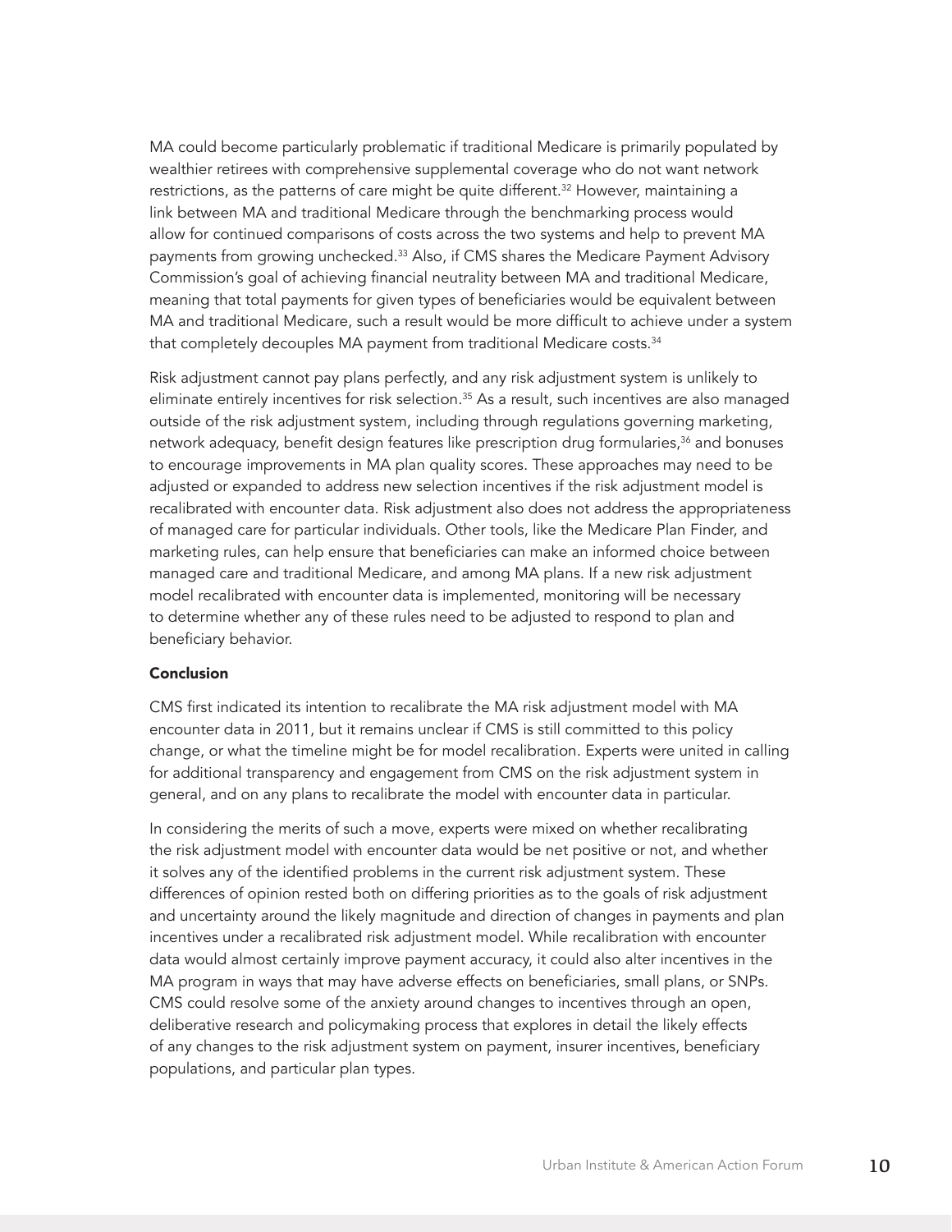MA could become particularly problematic if traditional Medicare is primarily populated by wealthier retirees with comprehensive supplemental coverage who do not want network restrictions, as the patterns of care might be quite different.[32] However, maintaining a link between MA and traditional Medicare through the benchmarking process would allow for continued comparisons of costs across the two systems and help to prevent MA payments from growing unchecked.[33] Also, if CMS shares the Medicare Payment Advisory Commission's goal of achieving financial neutrality between MA and traditional Medicare, meaning that total payments for given types of beneficiaries would be equivalent between MA and traditional Medicare, such a result would be more difficult to achieve under a system that completely decouples MA payment from traditional Medicare costs.[34]

Risk adjustment cannot pay plans perfectly, and any risk adjustment system is unlikely to eliminate entirely incentives for risk selection.[35] As a result, such incentives are also managed outside of the risk adjustment system, including through regulations governing marketing, network adequacy, benefit design features like prescription drug formularies,[36] and bonuses to encourage improvements in MA plan quality scores. These approaches may need to be adjusted or expanded to address new selection incentives if the risk adjustment model is recalibrated with encounter data. Risk adjustment also does not address the appropriateness of managed care for particular individuals. Other tools, like the Medicare Plan Finder, and marketing rules, can help ensure that beneficiaries can make an informed choice between managed care and traditional Medicare, and among MA plans. If a new risk adjustment model recalibrated with encounter data is implemented, monitoring will be necessary to determine whether any of these rules need to be adjusted to respond to plan and beneficiary behavior.

**Conclusion**

CMS first indicated its intention to recalibrate the MA risk adjustment model with MA encounter data in 2011, but it remains unclear if CMS is still committed to this policy change, or what the timeline might be for model recalibration. Experts were united in calling for additional transparency and engagement from CMS on the risk adjustment system in general, and on any plans to recalibrate the model with encounter data in particular.

In considering the merits of such a move, experts were mixed on whether recalibrating the risk adjustment model with encounter data would be net positive or not, and whether it solves any of the identified problems in the current risk adjustment system. These differences of opinion rested both on differing priorities as to the goals of risk adjustment and uncertainty around the likely magnitude and direction of changes in payments and plan incentives under a recalibrated risk adjustment model. While recalibration with encounter data would almost certainly improve payment accuracy, it could also alter incentives in the MA program in ways that may have adverse effects on beneficiaries, small plans, or SNPs. CMS could resolve some of the anxiety around changes to incentives through an open, deliberative research and policymaking process that explores in detail the likely effects of any changes to the risk adjustment system on payment, insurer incentives, beneficiary populations, and particular plan types.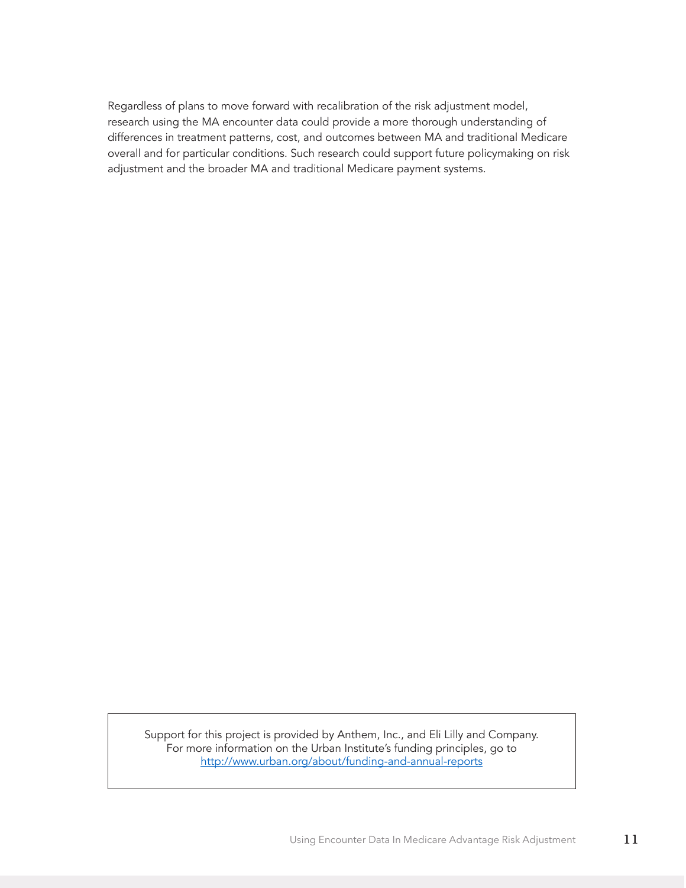Regardless of plans to move forward with recalibration of the risk adjustment model, research using the MA encounter data could provide a more thorough understanding of differences in treatment patterns, cost, and outcomes between MA and traditional Medicare overall and for particular conditions. Such research could support future policymaking on risk adjustment and the broader MA and traditional Medicare payment systems.

Support for this project is provided by Anthem, Inc., and Eli Lilly and Company. For more information on the Urban Institute's funding principles, go to http://www.urban.org/about/funding-and-annual-reports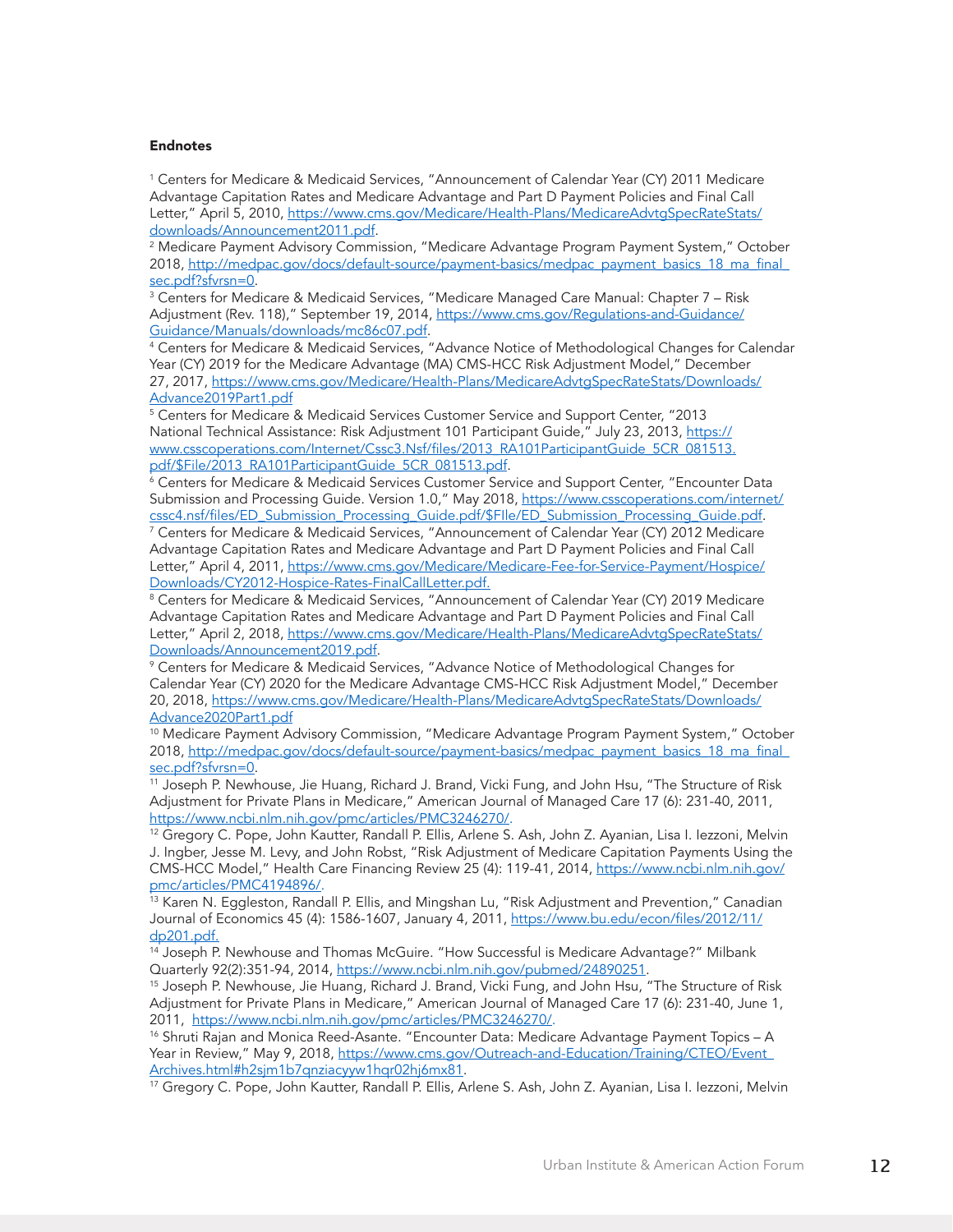**Endnotes**

[1] Centers for Medicare & Medicaid Services, "Announcement of Calendar Year (CY) 2011 Medicare Advantage Capitation Rates and Medicare Advantage and Part D Payment Policies and Final Call Letter," April 5, 2010, https://www.cms.gov/Medicare/Health-Plans/MedicareAdvtgSpecRateStats/downloads/Announcement2011.pdf.

[2] Medicare Payment Advisory Commission, "Medicare Advantage Program Payment System," October 2018, http://medpac.gov/docs/default-source/payment-basics/medpac_payment_basics_18_ma_final_sec.pdf?sfvrsn=0.

[3] Centers for Medicare & Medicaid Services, "Medicare Managed Care Manual: Chapter 7 – Risk Adjustment (Rev. 118)," September 19, 2014, https://www.cms.gov/Regulations-and-Guidance/Guidance/Manuals/downloads/mc86c07.pdf.

[4] Centers for Medicare & Medicaid Services, "Advance Notice of Methodological Changes for Calendar Year (CY) 2019 for the Medicare Advantage (MA) CMS-HCC Risk Adjustment Model," December 27, 2017, https://www.cms.gov/Medicare/Health-Plans/MedicareAdvtgSpecRateStats/Downloads/Advance2019Part1.pdf

[5] Centers for Medicare & Medicaid Services Customer Service and Support Center, "2013 National Technical Assistance: Risk Adjustment 101 Participant Guide," July 23, 2013, https://www.csscoperations.com/Internet/Cssc3.Nsf/files/2013_RA101ParticipantGuide_5CR_081513.pdf/$File/2013_RA101ParticipantGuide_5CR_081513.pdf.

[6] Centers for Medicare & Medicaid Services Customer Service and Support Center, "Encounter Data Submission and Processing Guide. Version 1.0," May 2018, https://www.csscoperations.com/internet/cssc4.nsf/files/ED_Submission_Processing_Guide.pdf/$FIle/ED_Submission_Processing_Guide.pdf.

[7] Centers for Medicare & Medicaid Services, "Announcement of Calendar Year (CY) 2012 Medicare Advantage Capitation Rates and Medicare Advantage and Part D Payment Policies and Final Call Letter," April 4, 2011, https://www.cms.gov/Medicare/Medicare-Fee-for-Service-Payment/Hospice/Downloads/CY2012-Hospice-Rates-FinalCallLetter.pdf.

[8] Centers for Medicare & Medicaid Services, "Announcement of Calendar Year (CY) 2019 Medicare Advantage Capitation Rates and Medicare Advantage and Part D Payment Policies and Final Call Letter," April 2, 2018, https://www.cms.gov/Medicare/Health-Plans/MedicareAdvtgSpecRateStats/Downloads/Announcement2019.pdf.

[9] Centers for Medicare & Medicaid Services, "Advance Notice of Methodological Changes for Calendar Year (CY) 2020 for the Medicare Advantage CMS-HCC Risk Adjustment Model," December 20, 2018, https://www.cms.gov/Medicare/Health-Plans/MedicareAdvtgSpecRateStats/Downloads/Advance2020Part1.pdf

[10] Medicare Payment Advisory Commission, "Medicare Advantage Program Payment System," October 2018, http://medpac.gov/docs/default-source/payment-basics/medpac_payment_basics_18_ma_final_sec.pdf?sfvrsn=0.

[11] Joseph P. Newhouse, Jie Huang, Richard J. Brand, Vicki Fung, and John Hsu, "The Structure of Risk Adjustment for Private Plans in Medicare," American Journal of Managed Care 17 (6): 231-40, 2011, https://www.ncbi.nlm.nih.gov/pmc/articles/PMC3246270/.

[12] Gregory C. Pope, John Kautter, Randall P. Ellis, Arlene S. Ash, John Z. Ayanian, Lisa I. Iezzoni, Melvin J. Ingber, Jesse M. Levy, and John Robst, "Risk Adjustment of Medicare Capitation Payments Using the CMS-HCC Model," Health Care Financing Review 25 (4): 119-41, 2014, https://www.ncbi.nlm.nih.gov/pmc/articles/PMC4194896/.

[13] Karen N. Eggleston, Randall P. Ellis, and Mingshan Lu, "Risk Adjustment and Prevention," Canadian Journal of Economics 45 (4): 1586-1607, January 4, 2011, https://www.bu.edu/econ/files/2012/11/dp201.pdf.

[14] Joseph P. Newhouse and Thomas McGuire. "How Successful is Medicare Advantage?" Milbank Quarterly 92(2):351-94, 2014, https://www.ncbi.nlm.nih.gov/pubmed/24890251.

[15] Joseph P. Newhouse, Jie Huang, Richard J. Brand, Vicki Fung, and John Hsu, "The Structure of Risk Adjustment for Private Plans in Medicare," American Journal of Managed Care 17 (6): 231-40, June 1, 2011, https://www.ncbi.nlm.nih.gov/pmc/articles/PMC3246270/.

[16] Shruti Rajan and Monica Reed-Asante. "Encounter Data: Medicare Advantage Payment Topics – A Year in Review," May 9, 2018, https://www.cms.gov/Outreach-and-Education/Training/CTEO/Event_Archives.html#h2sjm1b7qnziacyyw1hqr02hj6mx81.

[17] Gregory C. Pope, John Kautter, Randall P. Ellis, Arlene S. Ash, John Z. Ayanian, Lisa I. Iezzoni, Melvin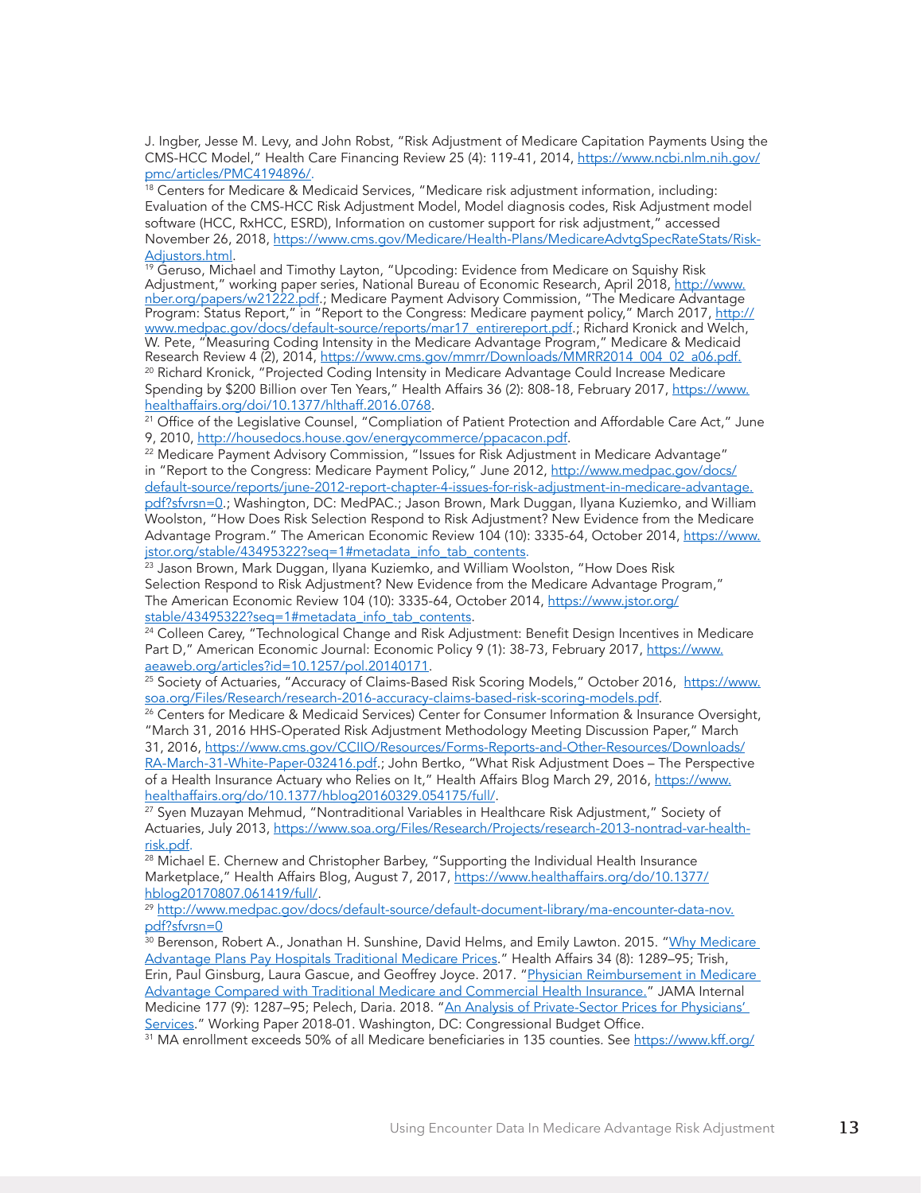J. Ingber, Jesse M. Levy, and John Robst, "Risk Adjustment of Medicare Capitation Payments Using the CMS-HCC Model," Health Care Financing Review 25 (4): 119-41, 2014, https://www.ncbi.nlm.nih.gov/pmc/articles/PMC4194896/.

[18] Centers for Medicare & Medicaid Services, "Medicare risk adjustment information, including: Evaluation of the CMS-HCC Risk Adjustment Model, Model diagnosis codes, Risk Adjustment model software (HCC, RxHCC, ESRD), Information on customer support for risk adjustment," accessed November 26, 2018, https://www.cms.gov/Medicare/Health-Plans/MedicareAdvtgSpecRateStats/Risk-Adjustors.html.

[19] Geruso, Michael and Timothy Layton, "Upcoding: Evidence from Medicare on Squishy Risk Adjustment," working paper series, National Bureau of Economic Research, April 2018, http://www.nber.org/papers/w21222.pdf.; Medicare Payment Advisory Commission, "The Medicare Advantage Program: Status Report," in "Report to the Congress: Medicare payment policy," March 2017, http://www.medpac.gov/docs/default-source/reports/mar17_entirereport.pdf.; Richard Kronick and Welch, W. Pete, "Measuring Coding Intensity in the Medicare Advantage Program," Medicare & Medicaid Research Review 4 (2), 2014, https://www.cms.gov/mmrr/Downloads/MMRR2014_004_02_a06.pdf.

[20] Richard Kronick, "Projected Coding Intensity in Medicare Advantage Could Increase Medicare Spending by $200 Billion over Ten Years," Health Affairs 36 (2): 808-18, February 2017, https://www.healthaffairs.org/doi/10.1377/hlthaff.2016.0768.

[21] Office of the Legislative Counsel, "Compliation of Patient Protection and Affordable Care Act," June 9, 2010, http://housedocs.house.gov/energycommerce/ppacacon.pdf.

[22] Medicare Payment Advisory Commission, "Issues for Risk Adjustment in Medicare Advantage" in "Report to the Congress: Medicare Payment Policy," June 2012, http://www.medpac.gov/docs/default-source/reports/june-2012-report-chapter-4-issues-for-risk-adjustment-in-medicare-advantage.pdf?sfvrsn=0.; Washington, DC: MedPAC.; Jason Brown, Mark Duggan, Ilyana Kuziemko, and William Woolston, "How Does Risk Selection Respond to Risk Adjustment? New Evidence from the Medicare Advantage Program." The American Economic Review 104 (10): 3335-64, October 2014, https://www.jstor.org/stable/43495322?seq=1#metadata_info_tab_contents.

[23] Jason Brown, Mark Duggan, Ilyana Kuziemko, and William Woolston, "How Does Risk Selection Respond to Risk Adjustment? New Evidence from the Medicare Advantage Program," The American Economic Review 104 (10): 3335-64, October 2014, https://www.jstor.org/stable/43495322?seq=1#metadata_info_tab_contents.

[24] Colleen Carey, "Technological Change and Risk Adjustment: Benefit Design Incentives in Medicare Part D," American Economic Journal: Economic Policy 9 (1): 38-73, February 2017, https://www.aeaweb.org/articles?id=10.1257/pol.20140171.

[25] Society of Actuaries, "Accuracy of Claims-Based Risk Scoring Models," October 2016, https://www.soa.org/Files/Research/research-2016-accuracy-claims-based-risk-scoring-models.pdf.

[26] Centers for Medicare & Medicaid Services) Center for Consumer Information & Insurance Oversight, "March 31, 2016 HHS-Operated Risk Adjustment Methodology Meeting Discussion Paper," March 31, 2016, https://www.cms.gov/CCIIO/Resources/Forms-Reports-and-Other-Resources/Downloads/RA-March-31-White-Paper-032416.pdf.; John Bertko, "What Risk Adjustment Does – The Perspective of a Health Insurance Actuary who Relies on It," Health Affairs Blog March 29, 2016, https://www.healthaffairs.org/do/10.1377/hblog20160329.054175/full/.

[27] Syen Muzayan Mehmud, "Nontraditional Variables in Healthcare Risk Adjustment," Society of Actuaries, July 2013, https://www.soa.org/Files/Research/Projects/research-2013-nontrad-var-health-risk.pdf.

[28] Michael E. Chernew and Christopher Barbey, "Supporting the Individual Health Insurance Marketplace," Health Affairs Blog, August 7, 2017, https://www.healthaffairs.org/do/10.1377/hblog20170807.061419/full/.

[29] http://www.medpac.gov/docs/default-source/default-document-library/ma-encounter-data-nov.pdf?sfvrsn=0

[30] Berenson, Robert A., Jonathan H. Sunshine, David Helms, and Emily Lawton. 2015. "Why Medicare Advantage Plans Pay Hospitals Traditional Medicare Prices." Health Affairs 34 (8): 1289–95; Trish, Erin, Paul Ginsburg, Laura Gascue, and Geoffrey Joyce. 2017. "Physician Reimbursement in Medicare Advantage Compared with Traditional Medicare and Commercial Health Insurance." JAMA Internal Medicine 177 (9): 1287–95; Pelech, Daria. 2018. "An Analysis of Private-Sector Prices for Physicians' Services." Working Paper 2018-01. Washington, DC: Congressional Budget Office.

[31] MA enrollment exceeds 50% of all Medicare beneficiaries in 135 counties. See https://www.kff.org/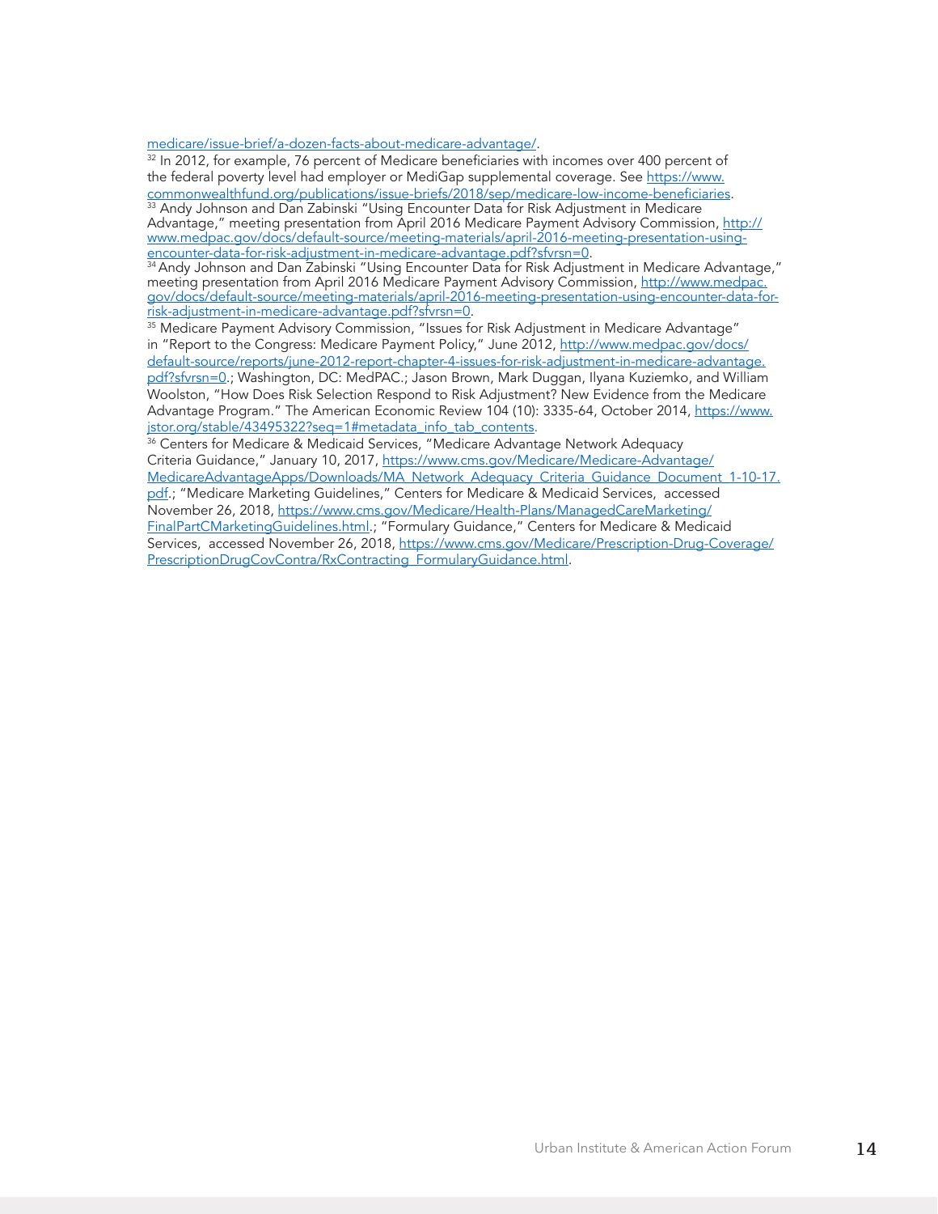medicare/issue-brief/a-dozen-facts-about-medicare-advantage/.

[32] In 2012, for example, 76 percent of Medicare beneficiaries with incomes over 400 percent of the federal poverty level had employer or MediGap supplemental coverage. See https://www.commonwealthfund.org/publications/issue-briefs/2018/sep/medicare-low-income-beneficiaries.

[33] Andy Johnson and Dan Zabinski "Using Encounter Data for Risk Adjustment in Medicare Advantage," meeting presentation from April 2016 Medicare Payment Advisory Commission, http://www.medpac.gov/docs/default-source/meeting-materials/april-2016-meeting-presentation-using-encounter-data-for-risk-adjustment-in-medicare-advantage.pdf?sfvrsn=0.

[34] Andy Johnson and Dan Zabinski "Using Encounter Data for Risk Adjustment in Medicare Advantage," meeting presentation from April 2016 Medicare Payment Advisory Commission, http://www.medpac.gov/docs/default-source/meeting-materials/april-2016-meeting-presentation-using-encounter-data-for-risk-adjustment-in-medicare-advantage.pdf?sfvrsn=0.

[35] Medicare Payment Advisory Commission, "Issues for Risk Adjustment in Medicare Advantage" in "Report to the Congress: Medicare Payment Policy," June 2012, http://www.medpac.gov/docs/default-source/reports/june-2012-report-chapter-4-issues-for-risk-adjustment-in-medicare-advantage.pdf?sfvrsn=0.; Washington, DC: MedPAC.; Jason Brown, Mark Duggan, Ilyana Kuziemko, and William Woolston, "How Does Risk Selection Respond to Risk Adjustment? New Evidence from the Medicare Advantage Program." The American Economic Review 104 (10): 3335-64, October 2014, https://www.jstor.org/stable/43495322?seq=1#metadata_info_tab_contents.

[36] Centers for Medicare & Medicaid Services, "Medicare Advantage Network Adequacy Criteria Guidance," January 10, 2017, https://www.cms.gov/Medicare/Medicare-Advantage/MedicareAdvantageApps/Downloads/MA_Network_Adequacy_Criteria_Guidance_Document_1-10-17.pdf.; "Medicare Marketing Guidelines," Centers for Medicare & Medicaid Services, accessed November 26, 2018, https://www.cms.gov/Medicare/Health-Plans/ManagedCareMarketing/FinalPartCMarketingGuidelines.html.; "Formulary Guidance," Centers for Medicare & Medicaid Services, accessed November 26, 2018, https://www.cms.gov/Medicare/Prescription-Drug-Coverage/PrescriptionDrugCovContra/RxContracting_FormularyGuidance.html.